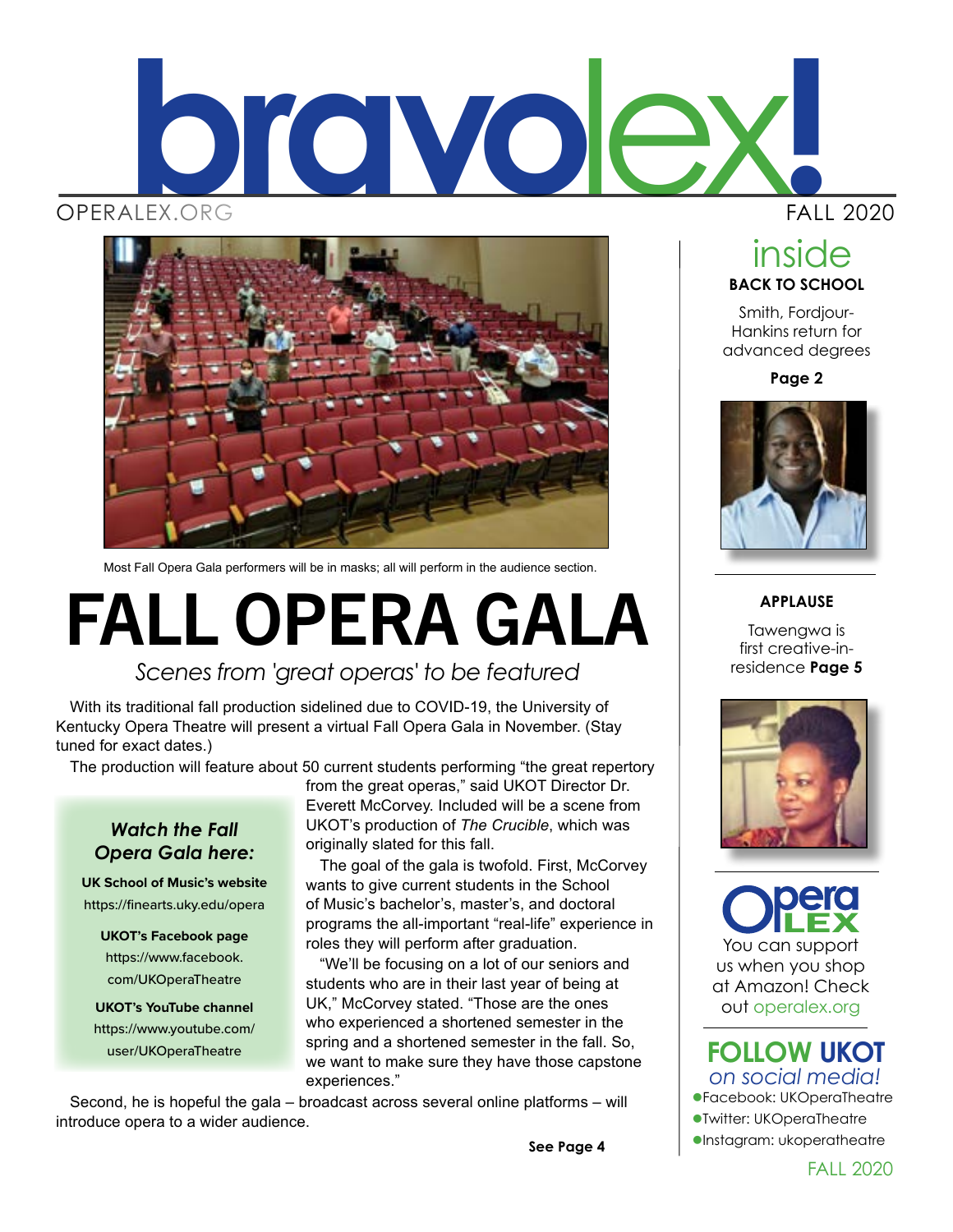# bravolex!

OPERALEX.ORG

FALL 2020

Most Fall Opera Gala performers will be in masks; all will perform in the audience section.

# FALL OPERA GALA

*Scenes from 'great operas' to be featured*

With its traditional fall production sidelined due to COVID-19, the University of Kentucky Opera Theatre will present a virtual Fall Opera Gala in November. (Stay tuned for exact dates.)

The production will feature about 50 current students performing "the great repertory from the great operas," said UKOT Director Dr. Everett McCorvey. Included will be a scene from UKOT's production of *The Crucible*, which was originally slated for this fall.

The goal of the gala is twofold. First, McCorvey wants to give current students in the School of Music's bachelor's, master's, and doctoral programs the all-important "real-life" experience in roles they will perform after graduation.

"We'll be focusing on a lot of our seniors and students who are in their last year of being at UK," McCorvey stated. "Those are the ones who experienced a shortened semester in the spring and a shortened semester in the fall. So, we want to make sure they have those capstone experiences."

Second, he is hopeful the gala – broadcast across several online platforms – will introduce opera to a wider audience.

**See Page 4**

### *Watch the Fall Opera Gala here:*

**UK School of Music's website**
https://finearts.uky.edu/opera

**UKOT's Facebook page**
https://www.facebook.com/UKOperaTheatre

**UKOT's YouTube channel**
https://www.youtube.com/user/UKOperaTheatre

## inside

**BACK TO SCHOOL**

Smith, Fordjour-Hankins return for advanced degrees

**Page 2**

**APPLAUSE**

Tawengwa is first creative-in-residence **Page 5**

Opera LEX

You can support us when you shop at Amazon! Check out operalex.org

## FOLLOW UKOT *on social media!*

- Facebook: UKOperaTheatre
- Twitter: UKOperaTheatre
- Instagram: ukoperatheatre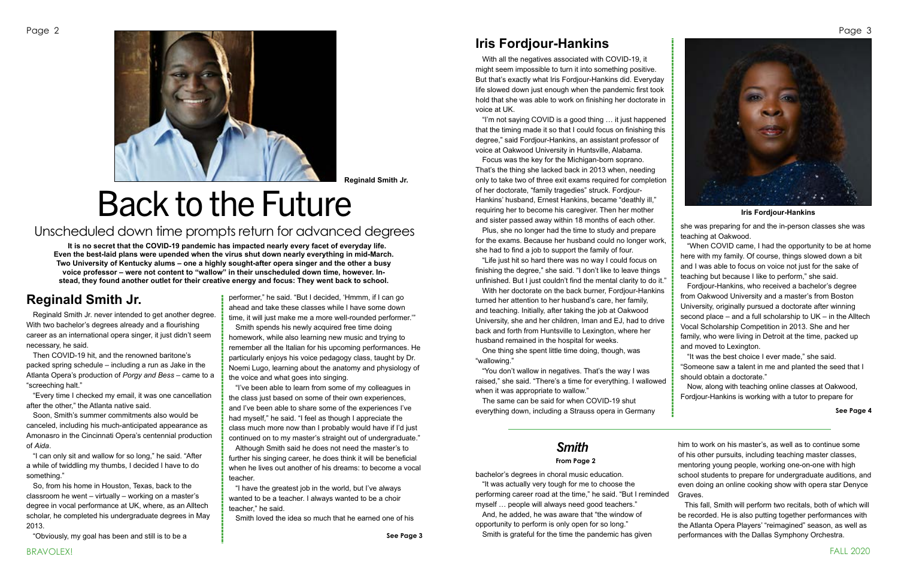Reginald Smith Jr.

# Back to the Future

## Unscheduled down time prompts return for advanced degrees

**It is no secret that the COVID-19 pandemic has impacted nearly every facet of everyday life. Even the best-laid plans were upended when the virus shut down nearly everything in mid-March. Two University of Kentucky alums – one a highly sought-after opera singer and the other a busy voice professor – were not content to "wallow" in their unscheduled down time, however. Instead, they found another outlet for their creative energy and focus: They went back to school.**

## Reginald Smith Jr.

Reginald Smith Jr. never intended to get another degree. With two bachelor's degrees already and a flourishing career as an international opera singer, it just didn't seem necessary, he said.

Then COVID-19 hit, and the renowned baritone's packed spring schedule – including a run as Jake in the Atlanta Opera's production of *Porgy and Bess* – came to a "screeching halt."

"Every time I checked my email, it was one cancellation after the other," the Atlanta native said.

Soon, Smith's summer commitments also would be canceled, including his much-anticipated appearance as Amonasro in the Cincinnati Opera's centennial production of *Aida*.

"I can only sit and wallow for so long," he said. "After a while of twiddling my thumbs, I decided I have to do something."

So, from his home in Houston, Texas, back to the classroom he went – virtually – working on a master's degree in vocal performance at UK, where, as an Alltech scholar, he completed his undergraduate degrees in May 2013.

"Obviously, my goal has been and still is to be a performer," he said. "But I decided, 'Hmmm, if I can go ahead and take these classes while I have some down time, it will just make me a more well-rounded performer.'"

Smith spends his newly acquired free time doing homework, while also learning new music and trying to remember all the Italian for his upcoming performances. He particularly enjoys his voice pedagogy class, taught by Dr. Noemi Lugo, learning about the anatomy and physiology of the voice and what goes into singing.

"I've been able to learn from some of my colleagues in the class just based on some of their own experiences, and I've been able to share some of the experiences I've had myself," he said. "I feel as though I appreciate the class much more now than I probably would have if I'd just continued on to my master's straight out of undergraduate."

Although Smith said he does not need the master's to further his singing career, he does think it will be beneficial when he lives out another of his dreams: to become a vocal teacher.

"I have the greatest job in the world, but I've always wanted to be a teacher. I always wanted to be a choir teacher," he said.

Smith loved the idea so much that he earned one of his

**See Page 3**

## Iris Fordjour-Hankins

With all the negatives associated with COVID-19, it might seem impossible to turn it into something positive. But that's exactly what Iris Fordjour-Hankins did. Everyday life slowed down just enough when the pandemic first took hold that she was able to work on finishing her doctorate in voice at UK.

"I'm not saying COVID is a good thing … it just happened that the timing made it so that I could focus on finishing this degree," said Fordjour-Hankins, an assistant professor of voice at Oakwood University in Huntsville, Alabama.

Focus was the key for the Michigan-born soprano. That's the thing she lacked back in 2013 when, needing only to take two of three exit exams required for completion of her doctorate, "family tragedies" struck. Fordjour-Hankins' husband, Ernest Hankins, became "deathly ill," requiring her to become his caregiver. Then her mother and sister passed away within 18 months of each other.

Plus, she no longer had the time to study and prepare for the exams. Because her husband could no longer work, she had to find a job to support the family of four.

"Life just hit so hard there was no way I could focus on finishing the degree," she said. "I don't like to leave things unfinished. But I just couldn't find the mental clarity to do it."

With her doctorate on the back burner, Fordjour-Hankins turned her attention to her husband's care, her family, and teaching. Initially, after taking the job at Oakwood University, she and her children, Iman and EJ, had to drive back and forth from Huntsville to Lexington, where her husband remained in the hospital for weeks.

One thing she spent little time doing, though, was "wallowing."

"You don't wallow in negatives. That's the way I was raised," she said. "There's a time for everything. I wallowed when it was appropriate to wallow."

The same can be said for when COVID-19 shut everything down, including a Strauss opera in Germany she was preparing for and the in-person classes she was teaching at Oakwood.

Iris Fordjour-Hankins

"When COVID came, I had the opportunity to be at home here with my family. Of course, things slowed down a bit and I was able to focus on voice not just for the sake of teaching but because I like to perform," she said.

Fordjour-Hankins, who received a bachelor's degree from Oakwood University and a master's from Boston University, originally pursued a doctorate after winning second place – and a full scholarship to UK – in the Alltech Vocal Scholarship Competition in 2013. She and her family, who were living in Detroit at the time, packed up and moved to Lexington.

"It was the best choice I ever made," she said. "Someone saw a talent in me and planted the seed that I should obtain a doctorate."

Now, along with teaching online classes at Oakwood, Fordjour-Hankins is working with a tutor to prepare for

**See Page 4**

## *Smith*

**From Page 2**

bachelor's degrees in choral music education.

"It was actually very tough for me to choose the performing career road at the time," he said. "But I reminded myself … people will always need good teachers."

And, he added, he was aware that "the window of opportunity to perform is only open for so long."

Smith is grateful for the time the pandemic has given him to work on his master's, as well as to continue some of his other pursuits, including teaching master classes, mentoring young people, working one-on-one with high school students to prepare for undergraduate auditions, and even doing an online cooking show with opera star Denyce Graves.

This fall, Smith will perform two recitals, both of which will be recorded. He is also putting together performances with the Atlanta Opera Players' "reimagined" season, as well as performances with the Dallas Symphony Orchestra.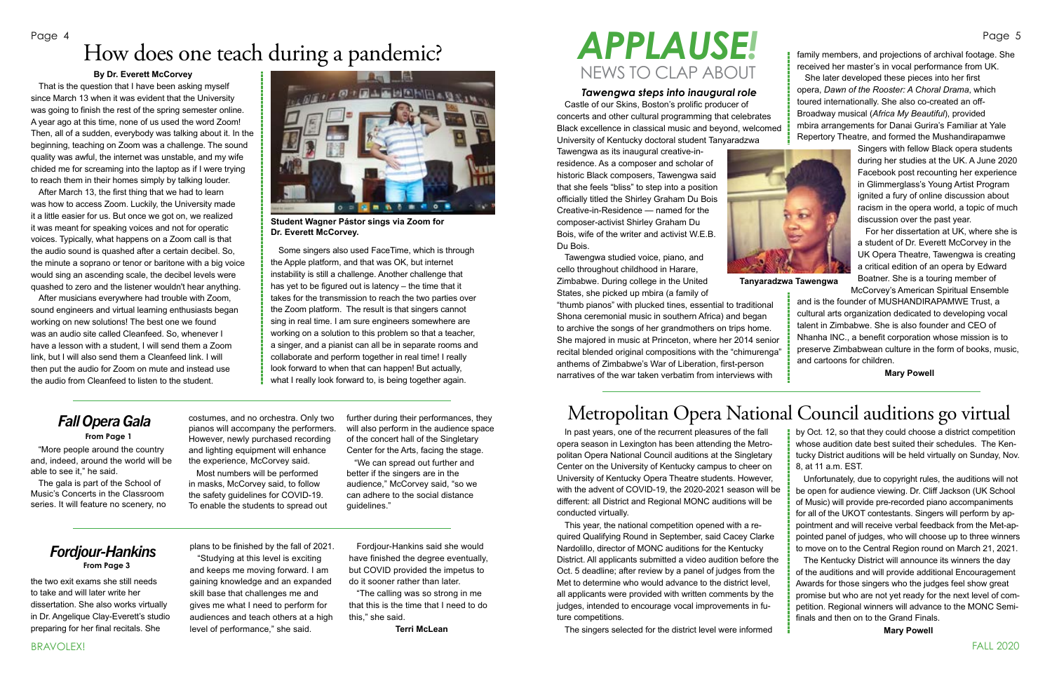# How does one teach during a pandemic?

**By Dr. Everett McCorvey**

That is the question that I have been asking myself since March 13 when it was evident that the University was going to finish the rest of the spring semester online. A year ago at this time, none of us used the word Zoom! Then, all of a sudden, everybody was talking about it. In the beginning, teaching on Zoom was a challenge. The sound quality was awful, the internet was unstable, and my wife chided me for screaming into the laptop as if I were trying to reach them in their homes simply by talking louder.

After March 13, the first thing that we had to learn was how to access Zoom. Luckily, the University made it a little easier for us. But once we got on, we realized it was meant for speaking voices and not for operatic voices. Typically, what happens on a Zoom call is that the audio sound is quashed after a certain decibel. So, the minute a soprano or tenor or baritone with a big voice would sing an ascending scale, the decibel levels were quashed to zero and the listener wouldn't hear anything.

After musicians everywhere had trouble with Zoom, sound engineers and virtual learning enthusiasts began working on new solutions! The best one we found was an audio site called Cleanfeed. So, whenever I have a lesson with a student, I will send them a Zoom link, but I will also send them a Cleanfeed link. I will then put the audio for Zoom on mute and instead use the audio from Cleanfeed to listen to the student.

**Student Wagner Pástor sings via Zoom for Dr. Everett McCorvey.**

Some singers also used FaceTime, which is through the Apple platform, and that was OK, but internet instability is still a challenge. Another challenge that has yet to be figured out is latency – the time that it takes for the transmission to reach the two parties over the Zoom platform. The result is that singers cannot sing in real time. I am sure engineers somewhere are working on a solution to this problem so that a teacher, a singer, and a pianist can all be in separate rooms and collaborate and perform together in real time! I really look forward to when that can happen! But actually, what I really look forward to, is being together again.

## *Fall Opera Gala*

**From Page 1**

"More people around the country and, indeed, around the world will be able to see it," he said.

The gala is part of the School of Music's Concerts in the Classroom series. It will feature no scenery, no costumes, and no orchestra. Only two pianos will accompany the performers. However, newly purchased recording and lighting equipment will enhance the experience, McCorvey said.

Most numbers will be performed in masks, McCorvey said, to follow the safety guidelines for COVID-19. To enable the students to spread out further during their performances, they will also perform in the audience space of the concert hall of the Singletary Center for the Arts, facing the stage.

"We can spread out further and better if the singers are in the audience," McCorvey said, "so we can adhere to the social distance guidelines."

## *Fordjour-Hankins*

**From Page 3**

the two exit exams she still needs to take and will later write her dissertation. She also works virtually in Dr. Angelique Clay-Everett's studio preparing for her final recitals. She plans to be finished by the fall of 2021.

"Studying at this level is exciting and keeps me moving forward. I am gaining knowledge and an expanded skill base that challenges me and gives me what I need to perform for audiences and teach others at a high level of performance," she said.

Fordjour-Hankins said she would have finished the degree eventually, but COVID provided the impetus to do it sooner rather than later.

"The calling was so strong in me that this is the time that I need to do this," she said.

**Terri McLean**

# *APPLAUSE!* NEWS TO CLAP ABOUT

### *Tawengwa steps into inaugural role*

Castle of our Skins, Boston's prolific producer of concerts and other cultural programming that celebrates Black excellence in classical music and beyond, welcomed University of Kentucky doctoral student Tanyaradzwa Tawengwa as its inaugural creative-in-residence. As a composer and scholar of historic Black composers, Tawengwa said that she feels "bliss" to step into a position officially titled the Shirley Graham Du Bois Creative-in-Residence — named for the composer-activist Shirley Graham Du Bois, wife of the writer and activist W.E.B. Du Bois.

Tawengwa studied voice, piano, and cello throughout childhood in Harare, Zimbabwe. During college in the United States, she picked up mbira (a family of "thumb pianos" with plucked tines, essential to traditional Shona ceremonial music in southern Africa) and began to archive the songs of her grandmothers on trips home. She majored in music at Princeton, where her 2014 senior recital blended original compositions with the "chimurenga" anthems of Zimbabwe's War of Liberation, first-person narratives of the war taken verbatim from interviews with family members, and projections of archival footage. She received her master's in vocal performance from UK.

She later developed these pieces into her first opera, *Dawn of the Rooster: A Choral Drama*, which toured internationally. She also co-created an off-Broadway musical (*Africa My Beautiful*), provided mbira arrangements for Danai Gurira's Familiar at Yale Repertory Theatre, and formed the Mushandirapamwe Singers with fellow Black opera students during her studies at the UK. A June 2020 Facebook post recounting her experience in Glimmerglass's Young Artist Program ignited a fury of online discussion about racism in the opera world, a topic of much discussion over the past year.

**Tanyaradzwa Tawengwa**

For her dissertation at UK, where she is a student of Dr. Everett McCorvey in the UK Opera Theatre, Tawengwa is creating a critical edition of an opera by Edward Boatner. She is a touring member of McCorvey's American Spiritual Ensemble and is the founder of MUSHANDIRAPAMWE Trust, a cultural arts organization dedicated to developing vocal talent in Zimbabwe. She is also founder and CEO of Nhanha INC., a benefit corporation whose mission is to preserve Zimbabwean culture in the form of books, music, and cartoons for children.

**Mary Powell**

# Metropolitan Opera National Council auditions go virtual

In past years, one of the recurrent pleasures of the fall opera season in Lexington has been attending the Metropolitan Opera National Council auditions at the Singletary Center on the University of Kentucky campus to cheer on University of Kentucky Opera Theatre students. However, with the advent of COVID-19, the 2020-2021 season will be different: all District and Regional MONC auditions will be conducted virtually.

This year, the national competition opened with a required Qualifying Round in September, said Cacey Clarke Nardolillo, director of MONC auditions for the Kentucky District. All applicants submitted a video audition before the Oct. 5 deadline; after review by a panel of judges from the Met to determine who would advance to the district level, all applicants were provided with written comments by the judges, intended to encourage vocal improvements in future competitions.

The singers selected for the district level were informed by Oct. 12, so that they could choose a district competition whose audition date best suited their schedules. The Kentucky District auditions will be held virtually on Sunday, Nov. 8, at 11 a.m. EST.

Unfortunately, due to copyright rules, the auditions will not be open for audience viewing. Dr. Cliff Jackson (UK School of Music) will provide pre-recorded piano accompaniments for all of the UKOT contestants. Singers will perform by appointment and will receive verbal feedback from the Met-appointed panel of judges, who will choose up to three winners to move on to the Central Region round on March 21, 2021.

The Kentucky District will announce its winners the day of the auditions and will provide additional Encouragement Awards for those singers who the judges feel show great promise but who are not yet ready for the next level of competition. Regional winners will advance to the MONC Semi-finals and then on to the Grand Finals.

**Mary Powell**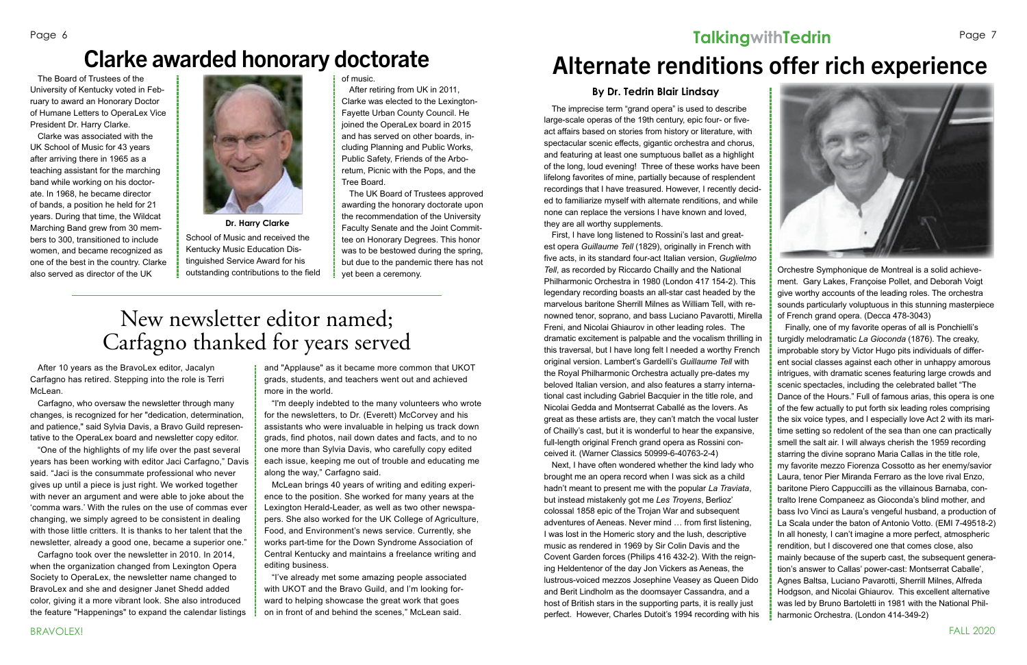# Clarke awarded honorary doctorate

The Board of Trustees of the University of Kentucky voted in February to award an Honorary Doctor of Humane Letters to OperaLex Vice President Dr. Harry Clarke.

Clarke was associated with the UK School of Music for 43 years after arriving there in 1965 as a teaching assistant for the marching band while working on his doctorate. In 1968, he became director of bands, a position he held for 21 years. During that time, the Wildcat Marching Band grew from 30 members to 300, transitioned to include women, and became recognized as one of the best in the country. Clarke also served as director of the UK School of Music and received the Kentucky Music Education Distinguished Service Award for his outstanding contributions to the field of music.

**Dr. Harry Clarke**

After retiring from UK in 2011, Clarke was elected to the Lexington-Fayette Urban County Council. He joined the OperaLex board in 2015 and has served on other boards, including Planning and Public Works, Public Safety, Friends of the Arboretum, Picnic with the Pops, and the Tree Board.

The UK Board of Trustees approved awarding the honorary doctorate upon the recommendation of the University Faculty Senate and the Joint Committee on Honorary Degrees. This honor was to be bestowed during the spring, but due to the pandemic there has not yet been a ceremony.

# New newsletter editor named; Carfagno thanked for years served

After 10 years as the BravoLex editor, Jacalyn Carfagno has retired. Stepping into the role is Terri McLean.

Carfagno, who oversaw the newsletter through many changes, is recognized for her "dedication, determination, and patience," said Sylvia Davis, a Bravo Guild representative to the OperaLex board and newsletter copy editor.

"One of the highlights of my life over the past several years has been working with editor Jaci Carfagno," Davis said. "Jaci is the consummate professional who never gives up until a piece is just right. We worked together with never an argument and were able to joke about the 'comma wars.' With the rules on the use of commas ever changing, we simply agreed to be consistent in dealing with those little critters. It is thanks to her talent that the newsletter, already a good one, became a superior one."

Carfagno took over the newsletter in 2010. In 2014, when the organization changed from Lexington Opera Society to OperaLex, the newsletter name changed to BravoLex and she and designer Janet Shedd added color, giving it a more vibrant look. She also introduced the feature "Happenings" to expand the calendar listings and "Applause" as it became more common that UKOT grads, students, and teachers went out and achieved more in the world.

"I'm deeply indebted to the many volunteers who wrote for the newsletters, to Dr. (Everett) McCorvey and his assistants who were invaluable in helping us track down grads, find photos, nail down dates and facts, and to no one more than Sylvia Davis, who carefully copy edited each issue, keeping me out of trouble and educating me along the way," Carfagno said.

McLean brings 40 years of writing and editing experience to the position. She worked for many years at the Lexington Herald-Leader, as well as two other newspapers. She also worked for the UK College of Agriculture, Food, and Environment's news service. Currently, she works part-time for the Down Syndrome Association of Central Kentucky and maintains a freelance writing and editing business.

"I've already met some amazing people associated with UKOT and the Bravo Guild, and I'm looking forward to helping showcase the great work that goes on in front of and behind the scenes," McLean said.

## TalkingwithTedrin

# Alternate renditions offer rich experience

**By Dr. Tedrin Blair Lindsay**

The imprecise term "grand opera" is used to describe large-scale operas of the 19th century, epic four- or five-act affairs based on stories from history or literature, with spectacular scenic effects, gigantic orchestra and chorus, and featuring at least one sumptuous ballet as a highlight of the long, loud evening! Three of these works have been lifelong favorites of mine, partially because of resplendent recordings that I have treasured. However, I recently decided to familiarize myself with alternate renditions, and while none can replace the versions I have known and loved, they are all worthy supplements.

First, I have long listened to Rossini's last and greatest opera *Guillaume Tell* (1829), originally in French with five acts, in its standard four-act Italian version, *Guglielmo Tell*, as recorded by Riccardo Chailly and the National Philharmonic Orchestra in 1980 (London 417 154-2). This legendary recording boasts an all-star cast headed by the marvelous baritone Sherrill Milnes as William Tell, with renowned tenor, soprano, and bass Luciano Pavarotti, Mirella Freni, and Nicolai Ghiaurov in other leading roles. The dramatic excitement is palpable and the vocalism thrilling in this traversal, but I have long felt I needed a worthy French original version. Lambert's Gardelli's *Guillaume Tell* with the Royal Philharmonic Orchestra actually pre-dates my beloved Italian version, and also features a starry international cast including Gabriel Bacquier in the title role, and Nicolai Gedda and Montserrat Caballé as the lovers. As great as these artists are, they can't match the vocal luster of Chailly's cast, but it is wonderful to hear the expansive, full-length original French grand opera as Rossini conceived it. (Warner Classics 50999-6-40763-2-4)

Next, I have often wondered whether the kind lady who brought me an opera record when I was sick as a child hadn't meant to present me with the popular *La Traviata*, but instead mistakenly got me *Les Troyens*, Berlioz' colossal 1858 epic of the Trojan War and subsequent adventures of Aeneas. Never mind … from first listening, I was lost in the Homeric story and the lush, descriptive music as rendered in 1969 by Sir Colin Davis and the Covent Garden forces (Philips 416 432-2). With the reigning Heldentenor of the day Jon Vickers as Aeneas, the lustrous-voiced mezzos Josephine Veasey as Queen Dido and Berit Lindholm as the doomsayer Cassandra, and a host of British stars in the supporting parts, it is really just perfect. However, Charles Dutoit's 1994 recording with his Orchestre Symphonique de Montreal is a solid achievement. Gary Lakes, Françoise Pollet, and Deborah Voigt give worthy accounts of the leading roles. The orchestra sounds particularly voluptuous in this stunning masterpiece of French grand opera. (Decca 478-3043)

Finally, one of my favorite operas of all is Ponchielli's turgidly melodramatic *La Gioconda* (1876). The creaky, improbable story by Victor Hugo pits individuals of different social classes against each other in unhappy amorous intrigues, with dramatic scenes featuring large crowds and scenic spectacles, including the celebrated ballet "The Dance of the Hours." Full of famous arias, this opera is one of the few actually to put forth six leading roles comprising the six voice types, and I especially love Act 2 with its maritime setting so redolent of the sea than one can practically smell the salt air. I will always cherish the 1959 recording starring the divine soprano Maria Callas in the title role, my favorite mezzo Fiorenza Cossotto as her enemy/savior Laura, tenor Pier Miranda Ferraro as the love rival Enzo, baritone Piero Cappuccilli as the villainous Barnaba, contralto Irene Companeez as Gioconda's blind mother, and bass Ivo Vinci as Laura's vengeful husband, a production of La Scala under the baton of Antonio Votto. (EMI 7-49518-2) In all honesty, I can't imagine a more perfect, atmospheric rendition, but I discovered one that comes close, also mainly because of the superb cast, the subsequent generation's answer to Callas' power-cast: Montserrat Caballe', Agnes Baltsa, Luciano Pavarotti, Sherrill Milnes, Alfreda Hodgson, and Nicolai Ghiaurov. This excellent alternative was led by Bruno Bartoletti in 1981 with the National Philharmonic Orchestra. (London 414-349-2)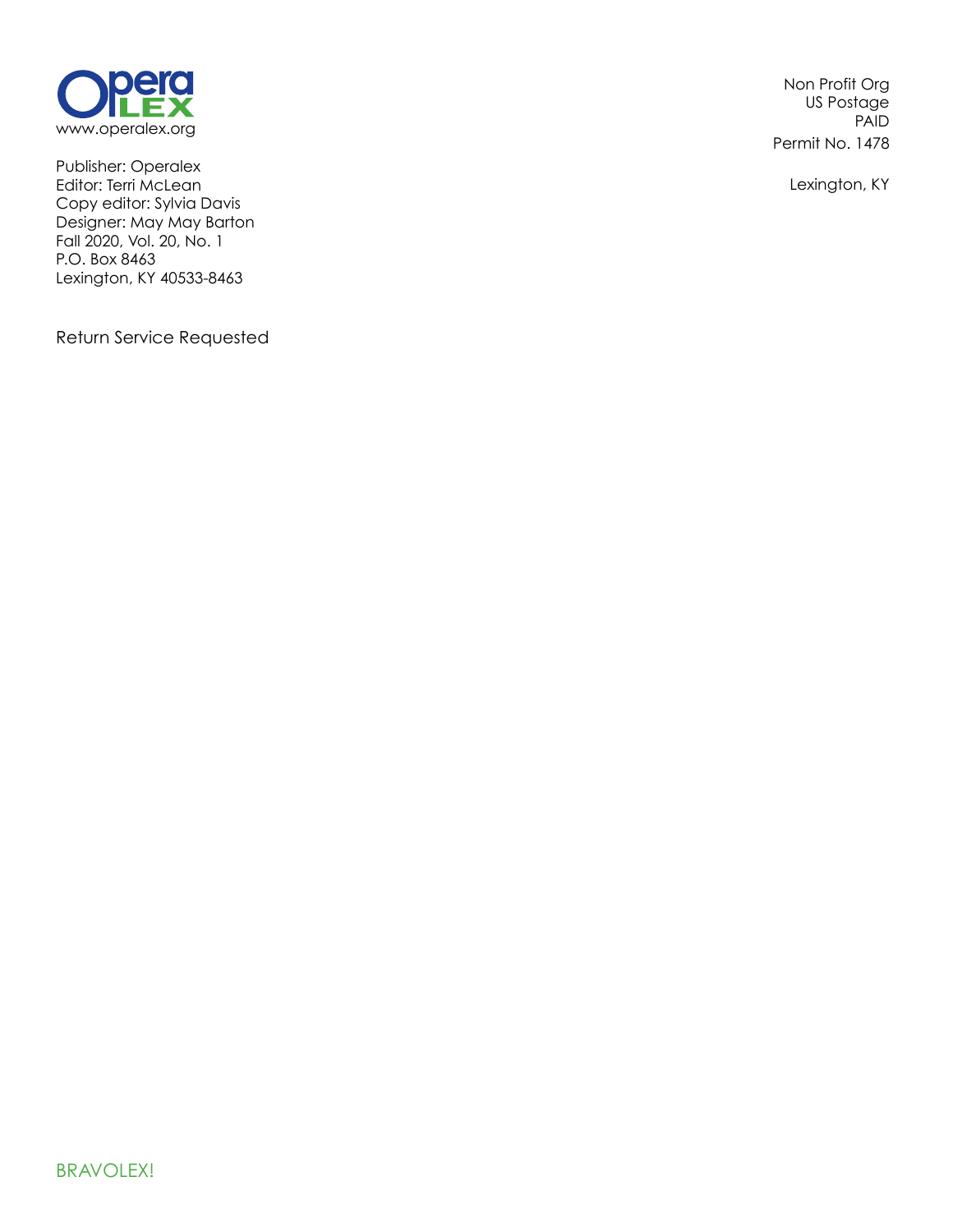Opera LEX
www.operalex.org

Publisher: Operalex
Editor: Terri McLean
Copy editor: Sylvia Davis
Designer: May May Barton
Fall 2020, Vol. 20, No. 1
P.O. Box 8463
Lexington, KY 40533-8463

Return Service Requested

Non Profit Org
US Postage
PAID
Permit No. 1478

Lexington, KY

BRAVOLEX!